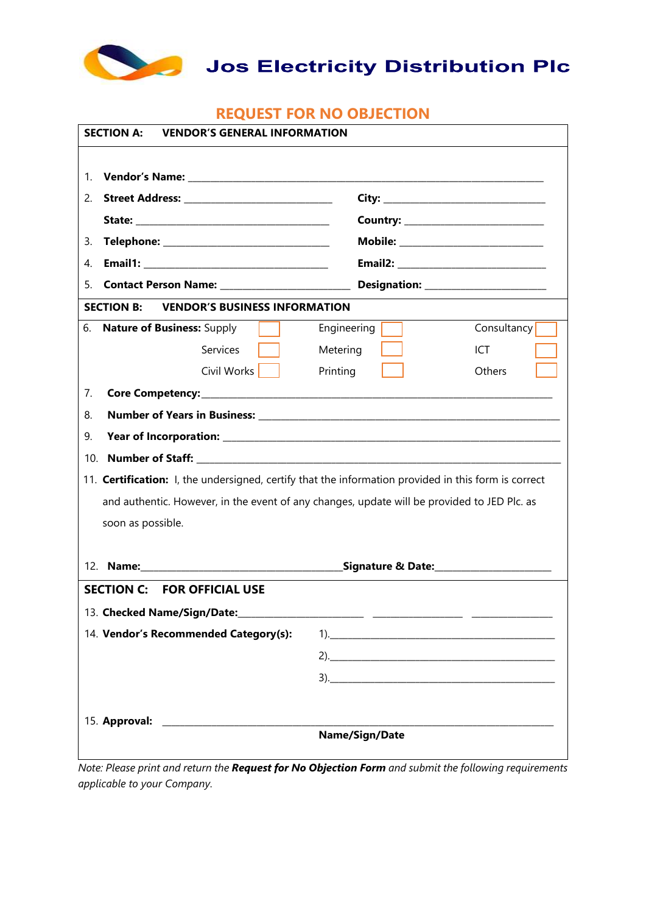# Jos Electricity Distribution Plc

## REQUEST FOR NO OBJECTION

**SECTION A: VENDOR'S GENERAL INFORMATION**

1. **Vendor's Name:** ______________________________________________
2. **Street Address:** ______________________ **City:** ______________________
   **State:** ______________________ **Country:** ______________________
3. **Telephone:** ______________________ **Mobile:** ______________________
4. **Email1:** ______________________ **Email2:** ______________________
5. **Contact Person Name:** ______________________ **Designation:** ______________________

**SECTION B: VENDOR'S BUSINESS INFORMATION**

6. **Nature of Business:**

| | | |
|---|---|---|
| Supply ☐ | Engineering ☐ | Consultancy ☐ |
| Services ☐ | Metering ☐ | ICT ☐ |
| Civil Works ☐ | Printing ☐ | Others ☐ |

7. **Core Competency:** ______________________________________________
8. **Number of Years in Business:** ______________________________________________
9. **Year of Incorporation:** ______________________________________________
10. **Number of Staff:** ______________________________________________
11. **Certification:** I, the undersigned, certify that the information provided in this form is correct and authentic. However, in the event of any changes, update will be provided to JED Plc. as soon as possible.
12. **Name:** ______________________ **Signature & Date:** ______________________

**SECTION C: FOR OFFICIAL USE**

13. **Checked Name/Sign/Date:** ______________ ______________ ______________
14. **Vendor's Recommended Category(s):**
    1). ______________________________
    2). ______________________________
    3). ______________________________
15. **Approval:** ______________________________________________
    **Name/Sign/Date**

*Note: Please print and return the **Request for No Objection Form** and submit the following requirements applicable to your Company.*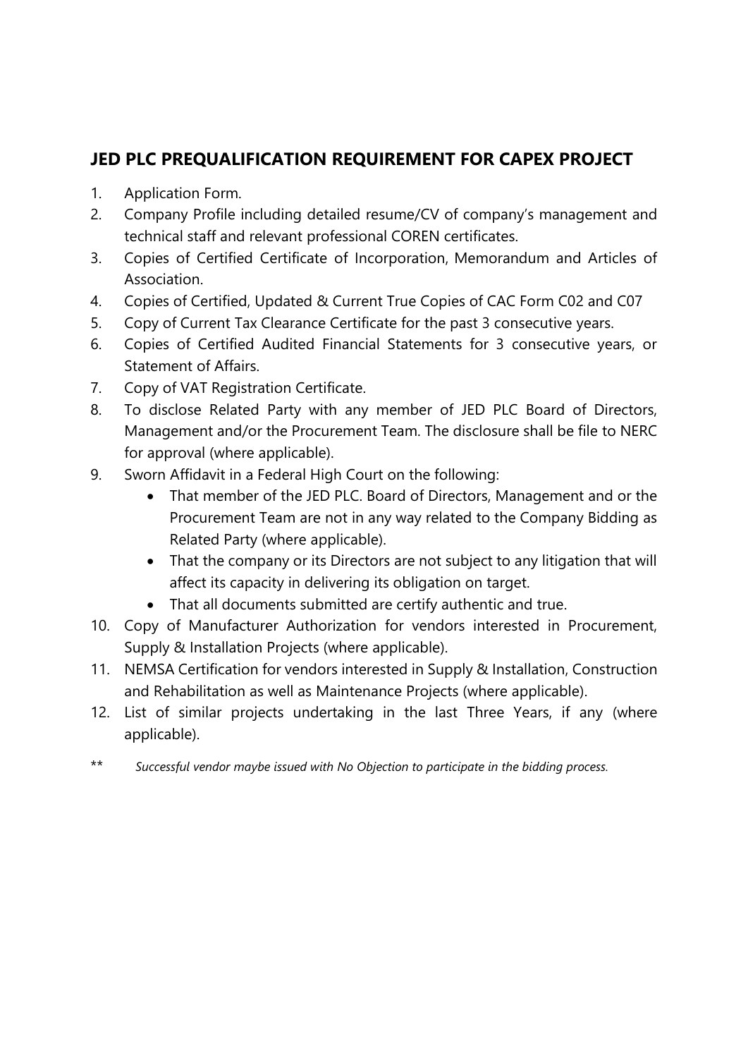## JED PLC PREQUALIFICATION REQUIREMENT FOR CAPEX PROJECT

1. Application Form.
2. Company Profile including detailed resume/CV of company's management and technical staff and relevant professional COREN certificates.
3. Copies of Certified Certificate of Incorporation, Memorandum and Articles of Association.
4. Copies of Certified, Updated & Current True Copies of CAC Form C02 and C07
5. Copy of Current Tax Clearance Certificate for the past 3 consecutive years.
6. Copies of Certified Audited Financial Statements for 3 consecutive years, or Statement of Affairs.
7. Copy of VAT Registration Certificate.
8. To disclose Related Party with any member of JED PLC Board of Directors, Management and/or the Procurement Team. The disclosure shall be file to NERC for approval (where applicable).
9. Sworn Affidavit in a Federal High Court on the following:
   - That member of the JED PLC. Board of Directors, Management and or the Procurement Team are not in any way related to the Company Bidding as Related Party (where applicable).
   - That the company or its Directors are not subject to any litigation that will affect its capacity in delivering its obligation on target.
   - That all documents submitted are certify authentic and true.
10. Copy of Manufacturer Authorization for vendors interested in Procurement, Supply & Installation Projects (where applicable).
11. NEMSA Certification for vendors interested in Supply & Installation, Construction and Rehabilitation as well as Maintenance Projects (where applicable).
12. List of similar projects undertaking in the last Three Years, if any (where applicable).

** *Successful vendor maybe issued with No Objection to participate in the bidding process.*